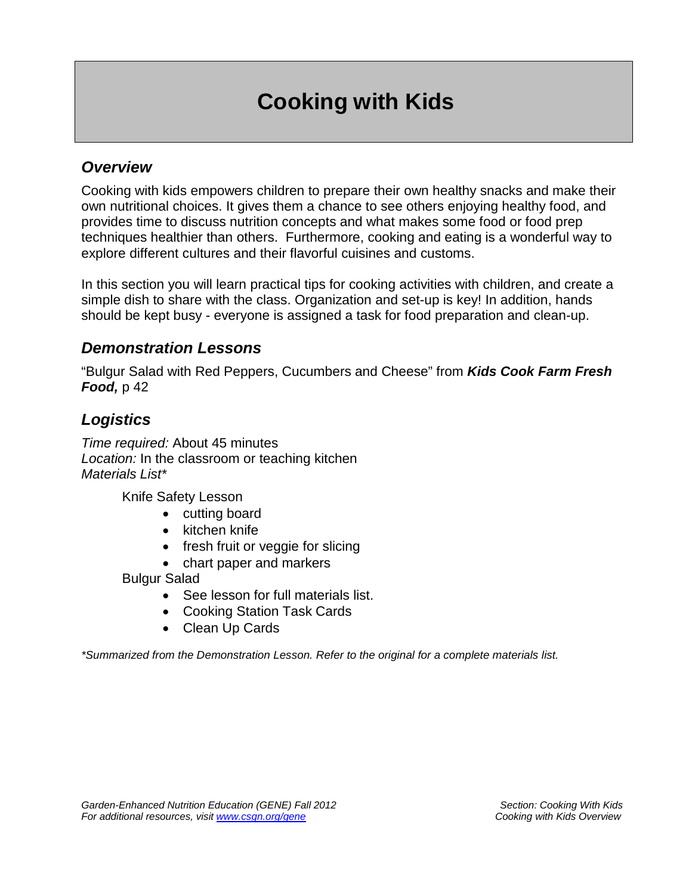# Cooking with Kids

## *Overview*

Cooking with kids empowers children to prepare their own healthy snacks and make their own nutritional choices. It gives them a chance to see others enjoying healthy food, and provides time to discuss nutrition concepts and what makes some food or food prep techniques healthier than others. Furthermore, cooking and eating is a wonderful way to explore different cultures and their flavorful cuisines and customs.

In this section you will learn practical tips for cooking activities with children, and create a simple dish to share with the class. Organization and set-up is key! In addition, hands should be kept busy - everyone is assigned a task for food preparation and clean-up.

## *Demonstration Lessons*

"Bulgur Salad with Red Peppers, Cucumbers and Cheese" from ***Kids Cook Farm Fresh Food,*** p 42

## *Logistics*

*Time required:* About 45 minutes
*Location:* In the classroom or teaching kitchen
*Materials List**

Knife Safety Lesson

- cutting board
- kitchen knife
- fresh fruit or veggie for slicing
- chart paper and markers

Bulgur Salad

- See lesson for full materials list.
- Cooking Station Task Cards
- Clean Up Cards

**Summarized from the Demonstration Lesson. Refer to the original for a complete materials list.*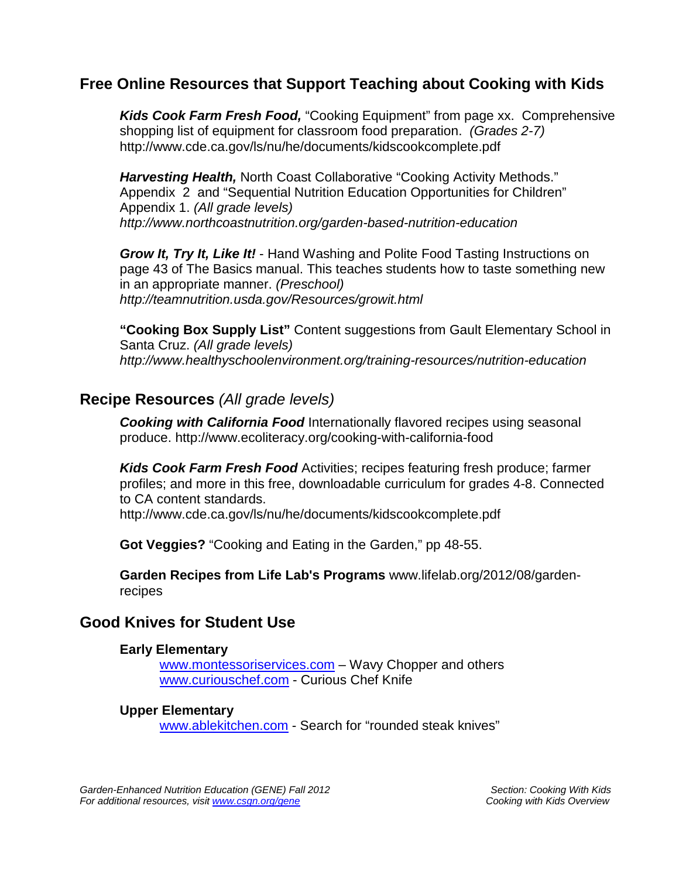## Free Online Resources that Support Teaching about Cooking with Kids

***Kids Cook Farm Fresh Food,*** "Cooking Equipment" from page xx. Comprehensive shopping list of equipment for classroom food preparation. *(Grades 2-7)*
http://www.cde.ca.gov/ls/nu/he/documents/kidscookcomplete.pdf

***Harvesting Health,*** North Coast Collaborative "Cooking Activity Methods." Appendix 2 and "Sequential Nutrition Education Opportunities for Children" Appendix 1. *(All grade levels)*
*http://www.northcoastnutrition.org/garden-based-nutrition-education*

***Grow It, Try It, Like It!*** - Hand Washing and Polite Food Tasting Instructions on page 43 of The Basics manual. This teaches students how to taste something new in an appropriate manner. *(Preschool)*
*http://teamnutrition.usda.gov/Resources/growit.html*

**"Cooking Box Supply List"** Content suggestions from Gault Elementary School in Santa Cruz. *(All grade levels)*
*http://www.healthyschoolenvironment.org/training-resources/nutrition-education*

## Recipe Resources *(All grade levels)*

***Cooking with California Food*** Internationally flavored recipes using seasonal produce. http://www.ecoliteracy.org/cooking-with-california-food

***Kids Cook Farm Fresh Food*** Activities; recipes featuring fresh produce; farmer profiles; and more in this free, downloadable curriculum for grades 4-8. Connected to CA content standards.
http://www.cde.ca.gov/ls/nu/he/documents/kidscookcomplete.pdf

**Got Veggies?** "Cooking and Eating in the Garden," pp 48-55.

**Garden Recipes from Life Lab's Programs** www.lifelab.org/2012/08/garden-recipes

## Good Knives for Student Use

**Early Elementary**

- www.montessoriservices.com – Wavy Chopper and others
- www.curiouschef.com - Curious Chef Knife

**Upper Elementary**

- www.ablekitchen.com - Search for "rounded steak knives"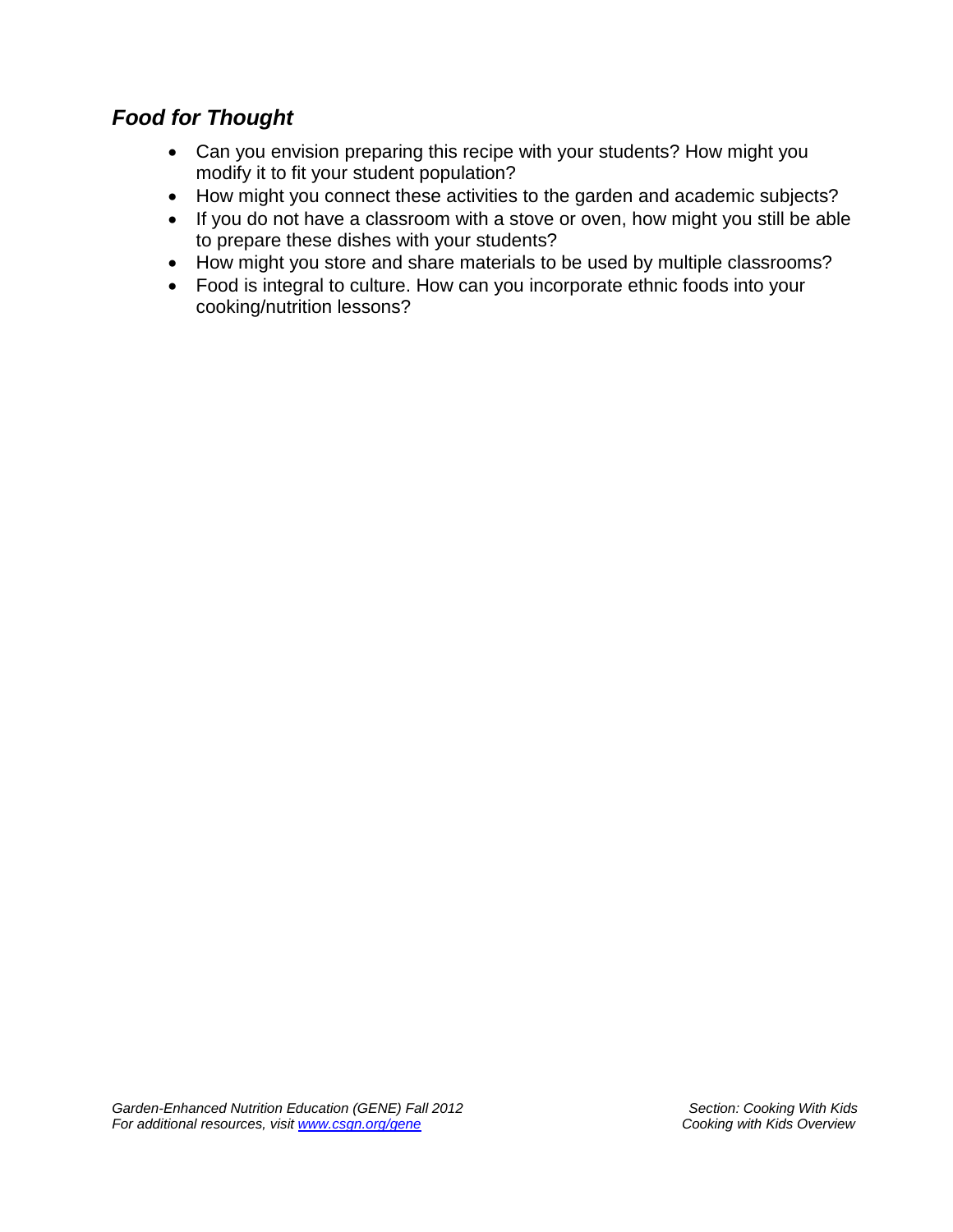## *Food for Thought*

- Can you envision preparing this recipe with your students? How might you modify it to fit your student population?
- How might you connect these activities to the garden and academic subjects?
- If you do not have a classroom with a stove or oven, how might you still be able to prepare these dishes with your students?
- How might you store and share materials to be used by multiple classrooms?
- Food is integral to culture. How can you incorporate ethnic foods into your cooking/nutrition lessons?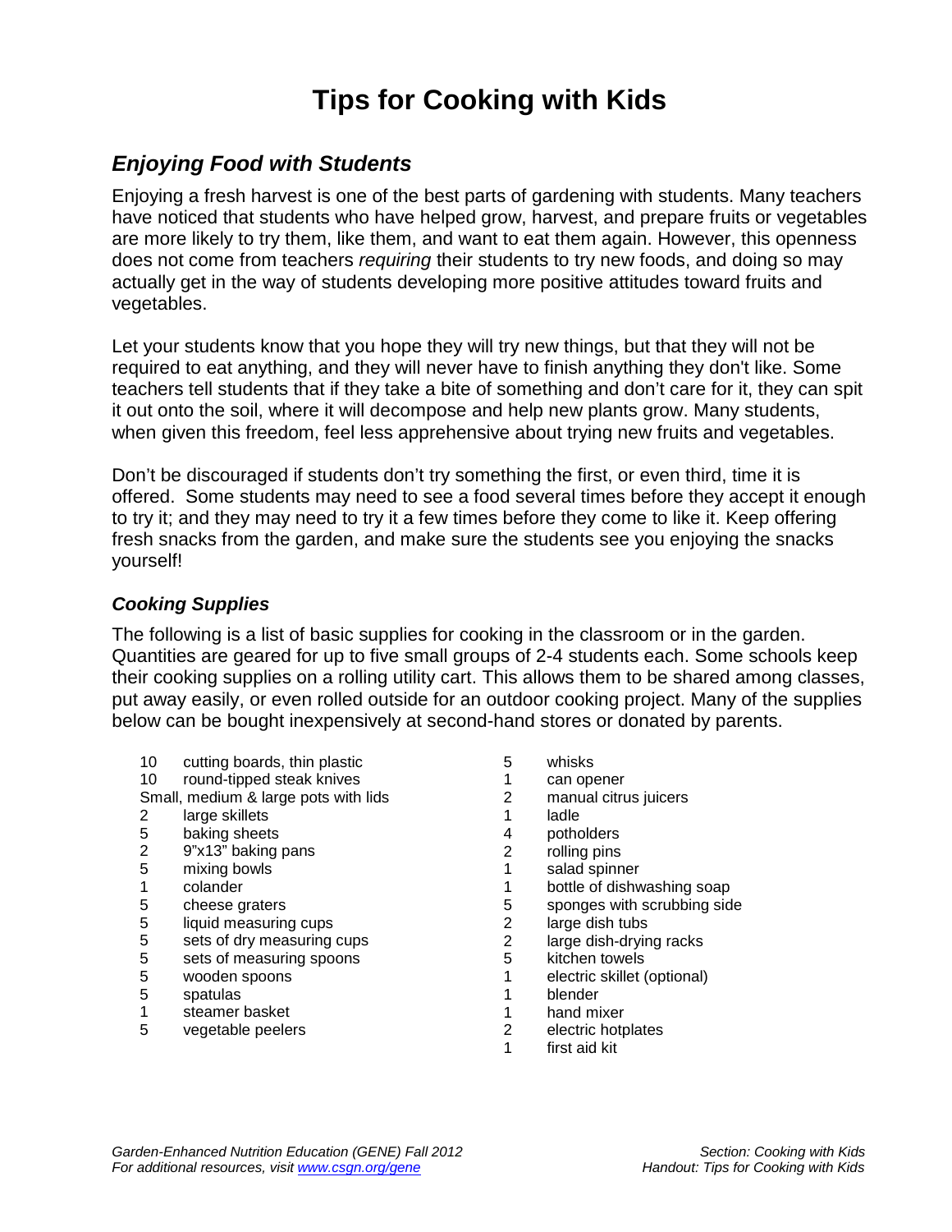# Tips for Cooking with Kids

## *Enjoying Food with Students*

Enjoying a fresh harvest is one of the best parts of gardening with students. Many teachers have noticed that students who have helped grow, harvest, and prepare fruits or vegetables are more likely to try them, like them, and want to eat them again. However, this openness does not come from teachers *requiring* their students to try new foods, and doing so may actually get in the way of students developing more positive attitudes toward fruits and vegetables.

Let your students know that you hope they will try new things, but that they will not be required to eat anything, and they will never have to finish anything they don't like. Some teachers tell students that if they take a bite of something and don't care for it, they can spit it out onto the soil, where it will decompose and help new plants grow. Many students, when given this freedom, feel less apprehensive about trying new fruits and vegetables.

Don't be discouraged if students don't try something the first, or even third, time it is offered. Some students may need to see a food several times before they accept it enough to try it; and they may need to try it a few times before they come to like it. Keep offering fresh snacks from the garden, and make sure the students see you enjoying the snacks yourself!

### *Cooking Supplies*

The following is a list of basic supplies for cooking in the classroom or in the garden. Quantities are geared for up to five small groups of 2-4 students each. Some schools keep their cooking supplies on a rolling utility cart. This allows them to be shared among classes, put away easily, or even rolled outside for an outdoor cooking project. Many of the supplies below can be bought inexpensively at second-hand stores or donated by parents.

- 10 cutting boards, thin plastic
- 10 round-tipped steak knives
- Small, medium & large pots with lids
- 2 large skillets
- 5 baking sheets
- 2 9"x13" baking pans
- 5 mixing bowls
- 1 colander
- 5 cheese graters
- 5 liquid measuring cups
- 5 sets of dry measuring cups
- 5 sets of measuring spoons
- 5 wooden spoons
- 5 spatulas
- 1 steamer basket
- 5 vegetable peelers
- 5 whisks
- 1 can opener
- 2 manual citrus juicers
- 1 ladle
- 4 potholders
- 2 rolling pins
- 1 salad spinner
- 1 bottle of dishwashing soap
- 5 sponges with scrubbing side
- 2 large dish tubs
- 2 large dish-drying racks
- 5 kitchen towels
- 1 electric skillet (optional)
- 1 blender
- 1 hand mixer
- 2 electric hotplates
- 1 first aid kit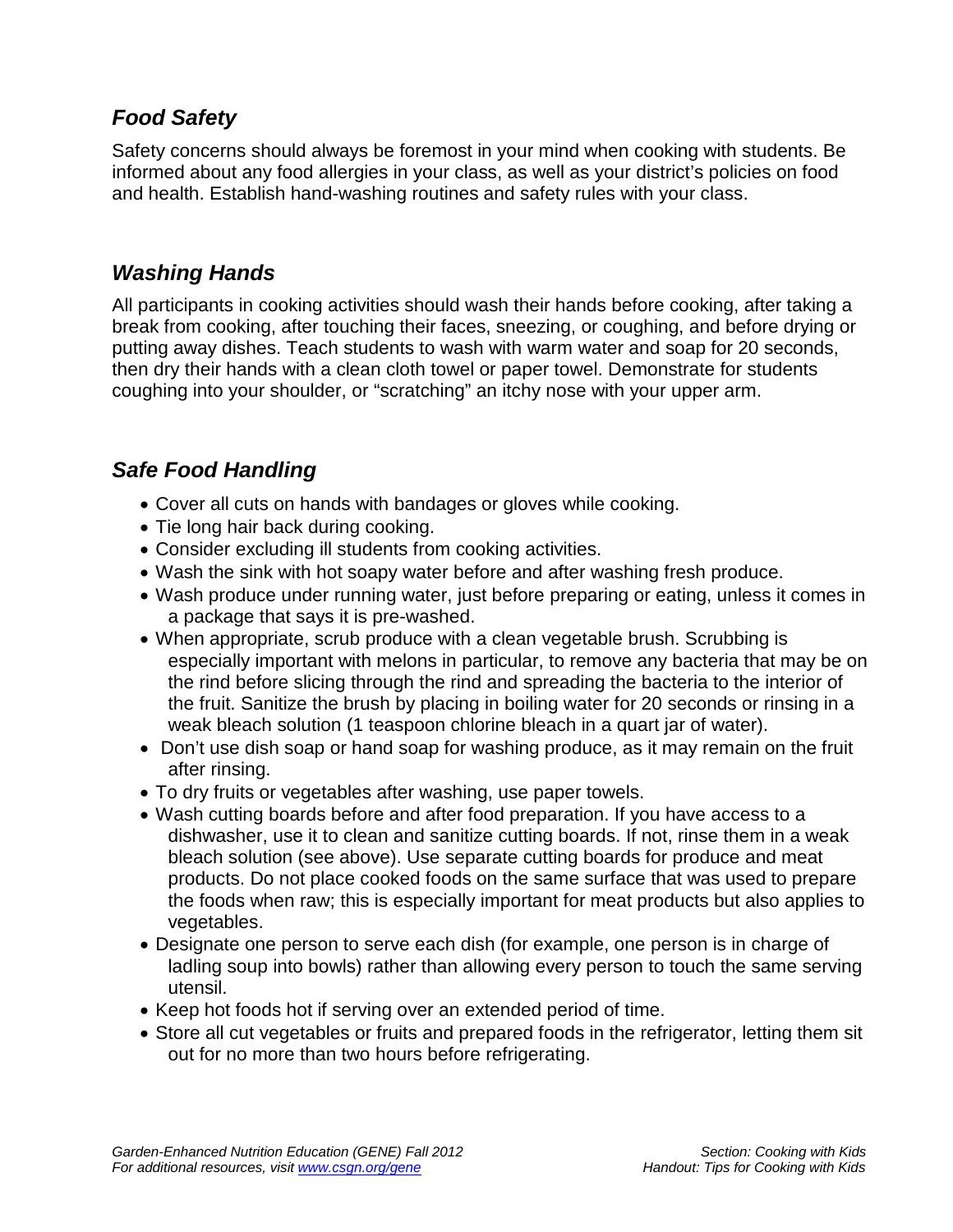## *Food Safety*

Safety concerns should always be foremost in your mind when cooking with students. Be informed about any food allergies in your class, as well as your district's policies on food and health. Establish hand-washing routines and safety rules with your class.

## *Washing Hands*

All participants in cooking activities should wash their hands before cooking, after taking a break from cooking, after touching their faces, sneezing, or coughing, and before drying or putting away dishes. Teach students to wash with warm water and soap for 20 seconds, then dry their hands with a clean cloth towel or paper towel. Demonstrate for students coughing into your shoulder, or "scratching" an itchy nose with your upper arm.

## *Safe Food Handling*

- Cover all cuts on hands with bandages or gloves while cooking.
- Tie long hair back during cooking.
- Consider excluding ill students from cooking activities.
- Wash the sink with hot soapy water before and after washing fresh produce.
- Wash produce under running water, just before preparing or eating, unless it comes in a package that says it is pre-washed.
- When appropriate, scrub produce with a clean vegetable brush. Scrubbing is especially important with melons in particular, to remove any bacteria that may be on the rind before slicing through the rind and spreading the bacteria to the interior of the fruit. Sanitize the brush by placing in boiling water for 20 seconds or rinsing in a weak bleach solution (1 teaspoon chlorine bleach in a quart jar of water).
- Don't use dish soap or hand soap for washing produce, as it may remain on the fruit after rinsing.
- To dry fruits or vegetables after washing, use paper towels.
- Wash cutting boards before and after food preparation. If you have access to a dishwasher, use it to clean and sanitize cutting boards. If not, rinse them in a weak bleach solution (see above). Use separate cutting boards for produce and meat products. Do not place cooked foods on the same surface that was used to prepare the foods when raw; this is especially important for meat products but also applies to vegetables.
- Designate one person to serve each dish (for example, one person is in charge of ladling soup into bowls) rather than allowing every person to touch the same serving utensil.
- Keep hot foods hot if serving over an extended period of time.
- Store all cut vegetables or fruits and prepared foods in the refrigerator, letting them sit out for no more than two hours before refrigerating.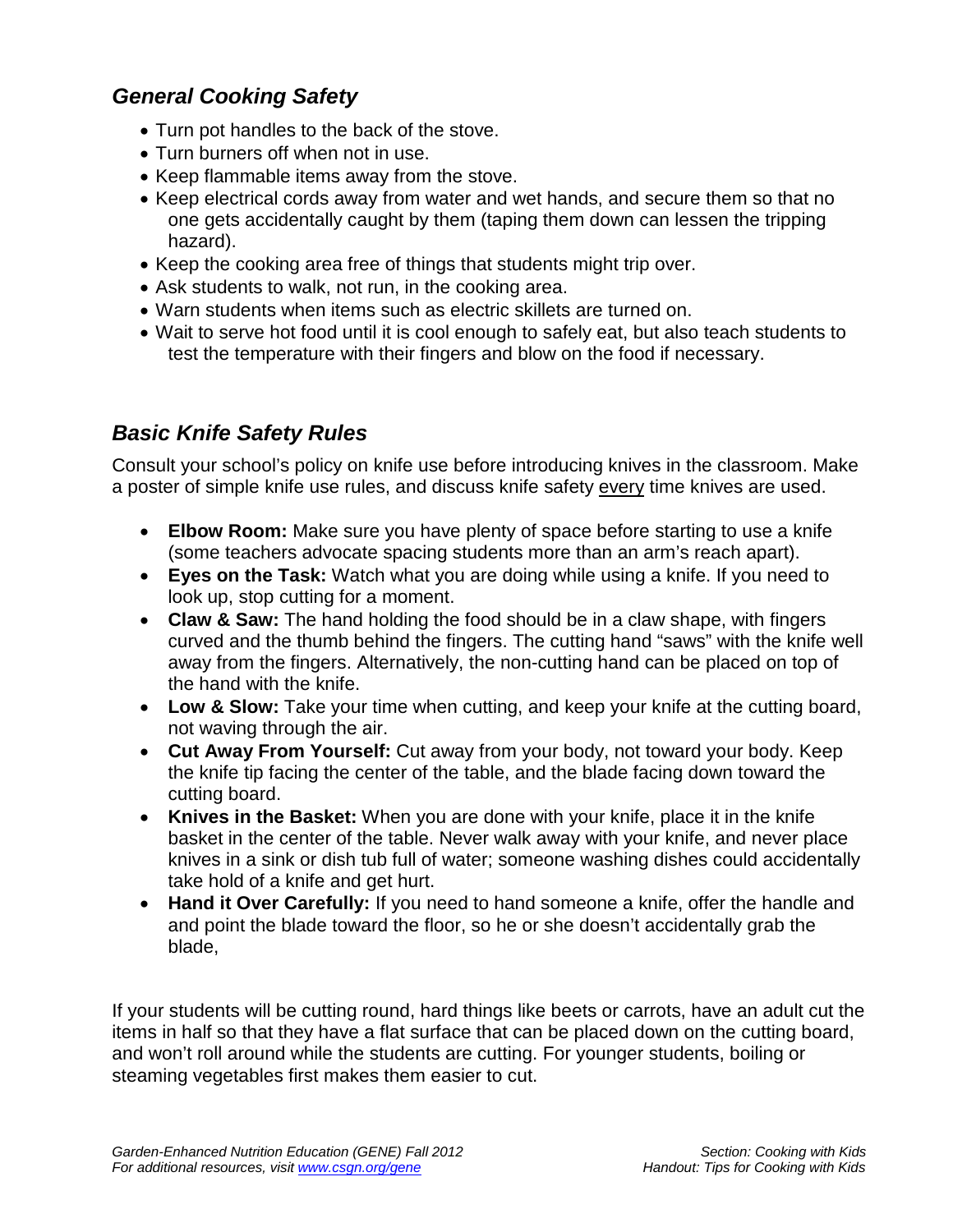## *General Cooking Safety*

- Turn pot handles to the back of the stove.
- Turn burners off when not in use.
- Keep flammable items away from the stove.
- Keep electrical cords away from water and wet hands, and secure them so that no one gets accidentally caught by them (taping them down can lessen the tripping hazard).
- Keep the cooking area free of things that students might trip over.
- Ask students to walk, not run, in the cooking area.
- Warn students when items such as electric skillets are turned on.
- Wait to serve hot food until it is cool enough to safely eat, but also teach students to test the temperature with their fingers and blow on the food if necessary.

## *Basic Knife Safety Rules*

Consult your school's policy on knife use before introducing knives in the classroom. Make a poster of simple knife use rules, and discuss knife safety <u>every</u> time knives are used.

- **Elbow Room:** Make sure you have plenty of space before starting to use a knife (some teachers advocate spacing students more than an arm's reach apart).
- **Eyes on the Task:** Watch what you are doing while using a knife. If you need to look up, stop cutting for a moment.
- **Claw & Saw:** The hand holding the food should be in a claw shape, with fingers curved and the thumb behind the fingers. The cutting hand "saws" with the knife well away from the fingers. Alternatively, the non-cutting hand can be placed on top of the hand with the knife.
- **Low & Slow:** Take your time when cutting, and keep your knife at the cutting board, not waving through the air.
- **Cut Away From Yourself:** Cut away from your body, not toward your body. Keep the knife tip facing the center of the table, and the blade facing down toward the cutting board.
- **Knives in the Basket:** When you are done with your knife, place it in the knife basket in the center of the table. Never walk away with your knife, and never place knives in a sink or dish tub full of water; someone washing dishes could accidentally take hold of a knife and get hurt.
- **Hand it Over Carefully:** If you need to hand someone a knife, offer the handle and and point the blade toward the floor, so he or she doesn't accidentally grab the blade,

If your students will be cutting round, hard things like beets or carrots, have an adult cut the items in half so that they have a flat surface that can be placed down on the cutting board, and won't roll around while the students are cutting. For younger students, boiling or steaming vegetables first makes them easier to cut.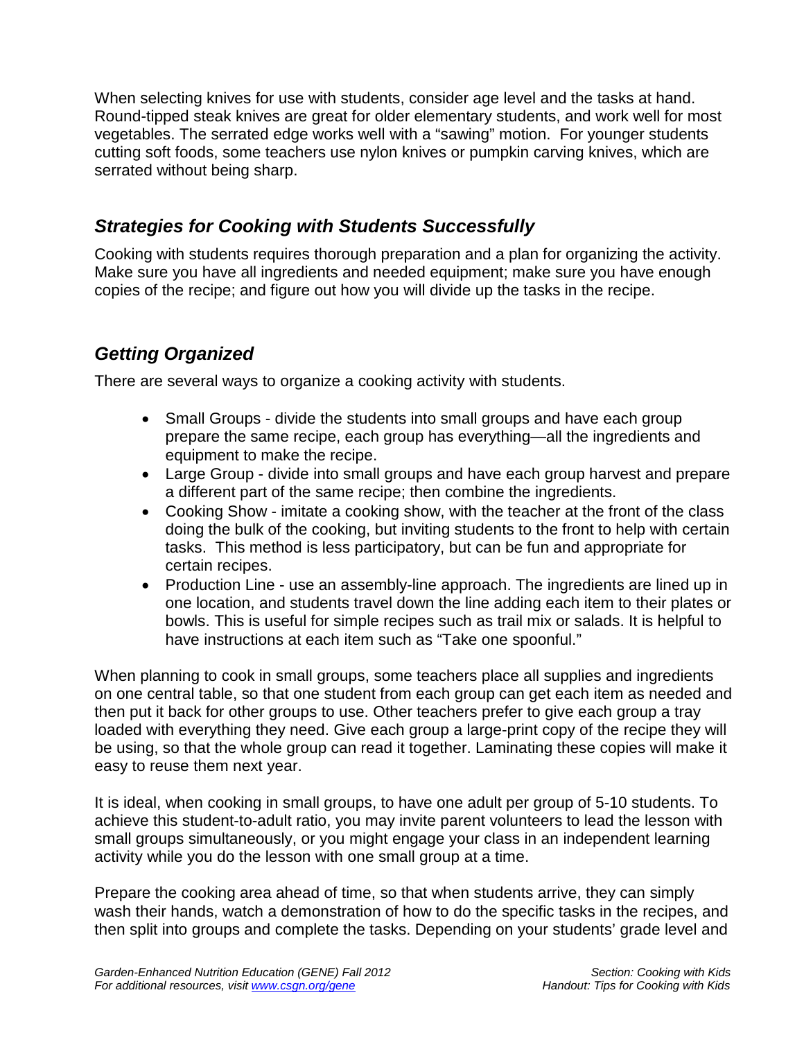When selecting knives for use with students, consider age level and the tasks at hand. Round-tipped steak knives are great for older elementary students, and work well for most vegetables. The serrated edge works well with a “sawing” motion. For younger students cutting soft foods, some teachers use nylon knives or pumpkin carving knives, which are serrated without being sharp.

## *Strategies for Cooking with Students Successfully*

Cooking with students requires thorough preparation and a plan for organizing the activity. Make sure you have all ingredients and needed equipment; make sure you have enough copies of the recipe; and figure out how you will divide up the tasks in the recipe.

## *Getting Organized*

There are several ways to organize a cooking activity with students.

- Small Groups - divide the students into small groups and have each group prepare the same recipe, each group has everything—all the ingredients and equipment to make the recipe.
- Large Group - divide into small groups and have each group harvest and prepare a different part of the same recipe; then combine the ingredients.
- Cooking Show - imitate a cooking show, with the teacher at the front of the class doing the bulk of the cooking, but inviting students to the front to help with certain tasks. This method is less participatory, but can be fun and appropriate for certain recipes.
- Production Line - use an assembly-line approach. The ingredients are lined up in one location, and students travel down the line adding each item to their plates or bowls. This is useful for simple recipes such as trail mix or salads. It is helpful to have instructions at each item such as “Take one spoonful.”

When planning to cook in small groups, some teachers place all supplies and ingredients on one central table, so that one student from each group can get each item as needed and then put it back for other groups to use. Other teachers prefer to give each group a tray loaded with everything they need. Give each group a large-print copy of the recipe they will be using, so that the whole group can read it together. Laminating these copies will make it easy to reuse them next year.

It is ideal, when cooking in small groups, to have one adult per group of 5-10 students. To achieve this student-to-adult ratio, you may invite parent volunteers to lead the lesson with small groups simultaneously, or you might engage your class in an independent learning activity while you do the lesson with one small group at a time.

Prepare the cooking area ahead of time, so that when students arrive, they can simply wash their hands, watch a demonstration of how to do the specific tasks in the recipes, and then split into groups and complete the tasks. Depending on your students’ grade level and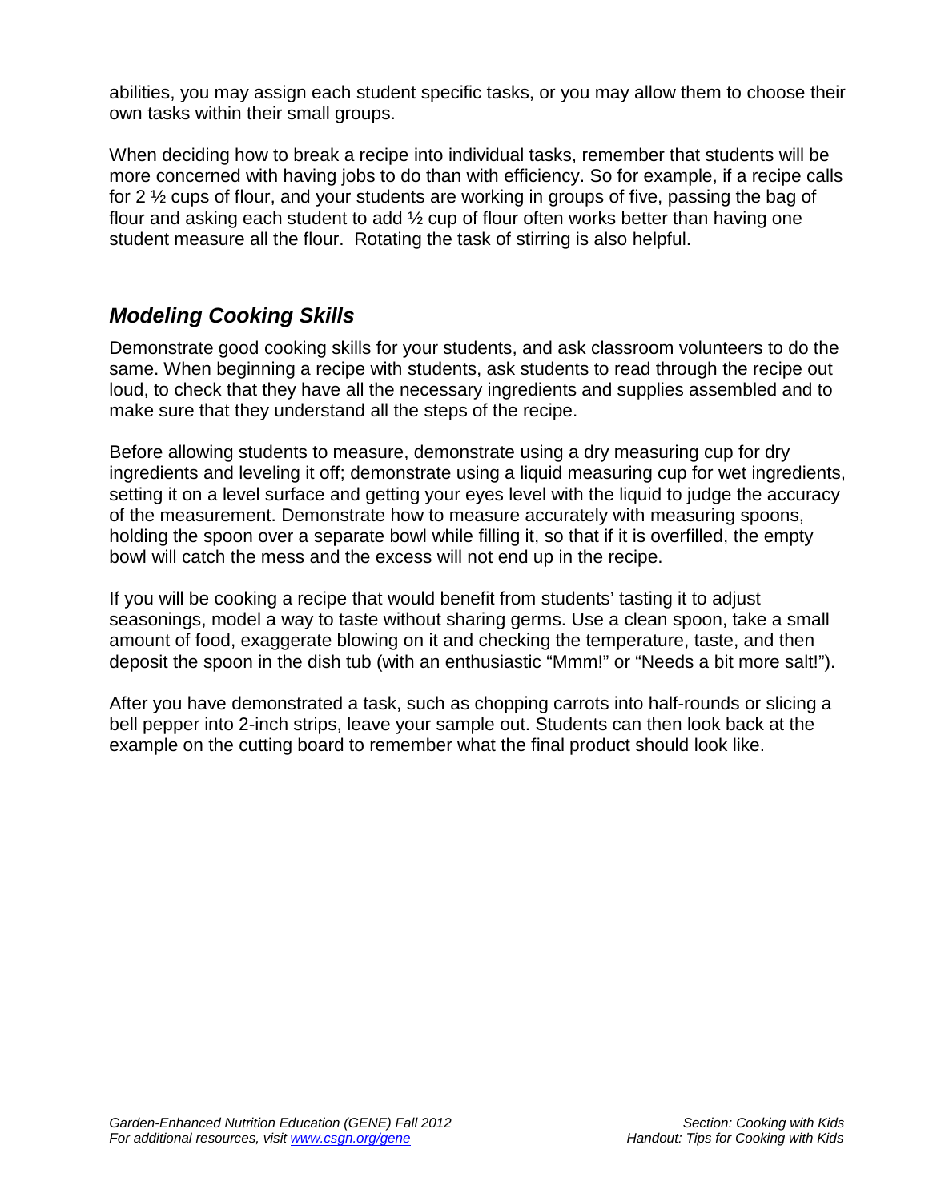abilities, you may assign each student specific tasks, or you may allow them to choose their own tasks within their small groups.

When deciding how to break a recipe into individual tasks, remember that students will be more concerned with having jobs to do than with efficiency. So for example, if a recipe calls for 2 ½ cups of flour, and your students are working in groups of five, passing the bag of flour and asking each student to add ½ cup of flour often works better than having one student measure all the flour. Rotating the task of stirring is also helpful.

## *Modeling Cooking Skills*

Demonstrate good cooking skills for your students, and ask classroom volunteers to do the same. When beginning a recipe with students, ask students to read through the recipe out loud, to check that they have all the necessary ingredients and supplies assembled and to make sure that they understand all the steps of the recipe.

Before allowing students to measure, demonstrate using a dry measuring cup for dry ingredients and leveling it off; demonstrate using a liquid measuring cup for wet ingredients, setting it on a level surface and getting your eyes level with the liquid to judge the accuracy of the measurement. Demonstrate how to measure accurately with measuring spoons, holding the spoon over a separate bowl while filling it, so that if it is overfilled, the empty bowl will catch the mess and the excess will not end up in the recipe.

If you will be cooking a recipe that would benefit from students' tasting it to adjust seasonings, model a way to taste without sharing germs. Use a clean spoon, take a small amount of food, exaggerate blowing on it and checking the temperature, taste, and then deposit the spoon in the dish tub (with an enthusiastic "Mmm!" or "Needs a bit more salt!").

After you have demonstrated a task, such as chopping carrots into half-rounds or slicing a bell pepper into 2-inch strips, leave your sample out. Students can then look back at the example on the cutting board to remember what the final product should look like.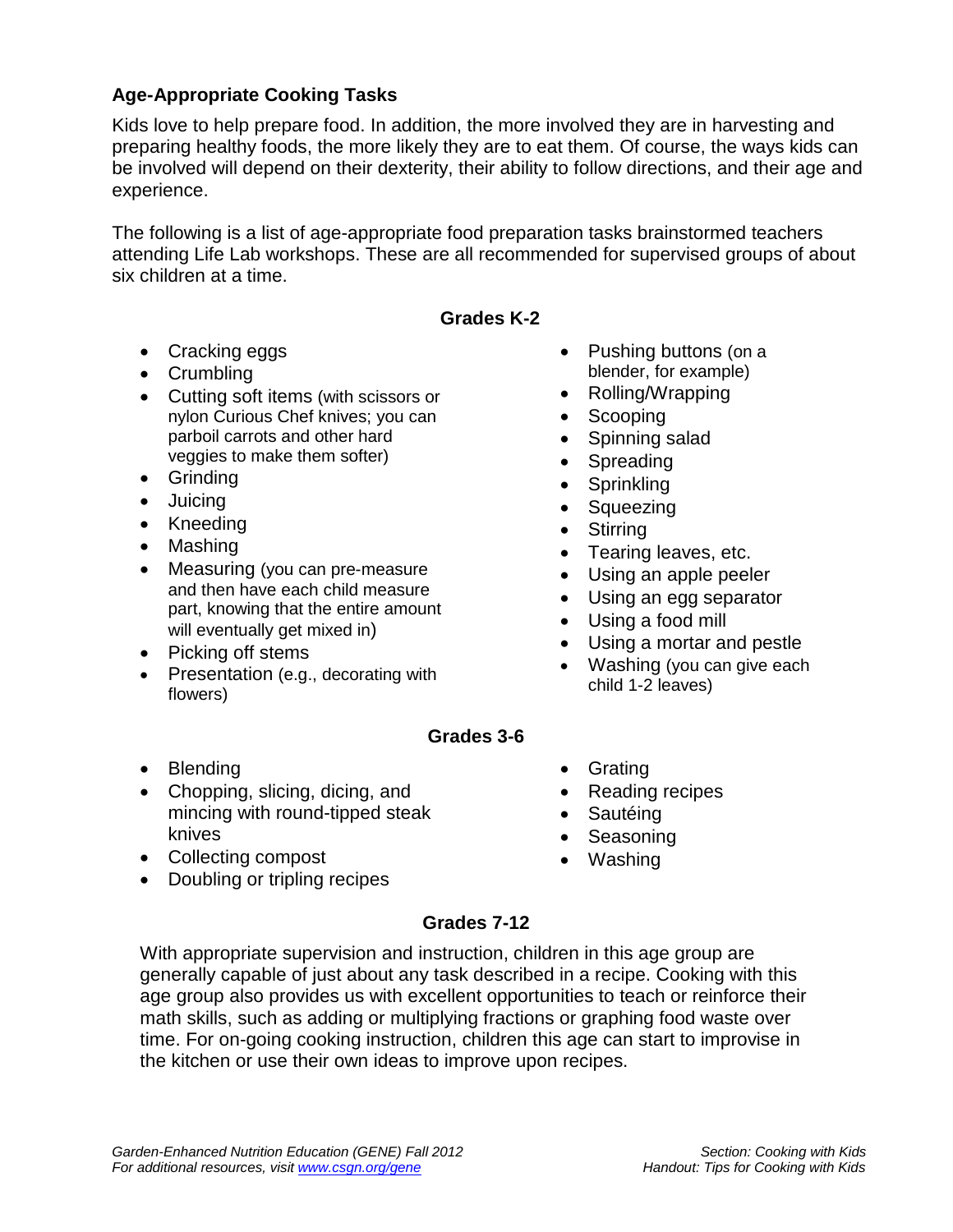## Age-Appropriate Cooking Tasks

Kids love to help prepare food. In addition, the more involved they are in harvesting and preparing healthy foods, the more likely they are to eat them. Of course, the ways kids can be involved will depend on their dexterity, their ability to follow directions, and their age and experience.

The following is a list of age-appropriate food preparation tasks brainstormed teachers attending Life Lab workshops. These are all recommended for supervised groups of about six children at a time.

### Grades K-2

- Cracking eggs
- Crumbling
- Cutting soft items (with scissors or nylon Curious Chef knives; you can parboil carrots and other hard veggies to make them softer)
- Grinding
- Juicing
- Kneeding
- Mashing
- Measuring (you can pre-measure and then have each child measure part, knowing that the entire amount will eventually get mixed in)
- Picking off stems
- Presentation (e.g., decorating with flowers)
- Pushing buttons (on a blender, for example)
- Rolling/Wrapping
- Scooping
- Spinning salad
- Spreading
- Sprinkling
- Squeezing
- Stirring
- Tearing leaves, etc.
- Using an apple peeler
- Using an egg separator
- Using a food mill
- Using a mortar and pestle
- Washing (you can give each child 1-2 leaves)

### Grades 3-6

- Blending
- Chopping, slicing, dicing, and mincing with round-tipped steak knives
- Collecting compost
- Doubling or tripling recipes
- Grating
- Reading recipes
- Sautéing
- Seasoning
- Washing

### Grades 7-12

With appropriate supervision and instruction, children in this age group are generally capable of just about any task described in a recipe. Cooking with this age group also provides us with excellent opportunities to teach or reinforce their math skills, such as adding or multiplying fractions or graphing food waste over time. For on-going cooking instruction, children this age can start to improvise in the kitchen or use their own ideas to improve upon recipes.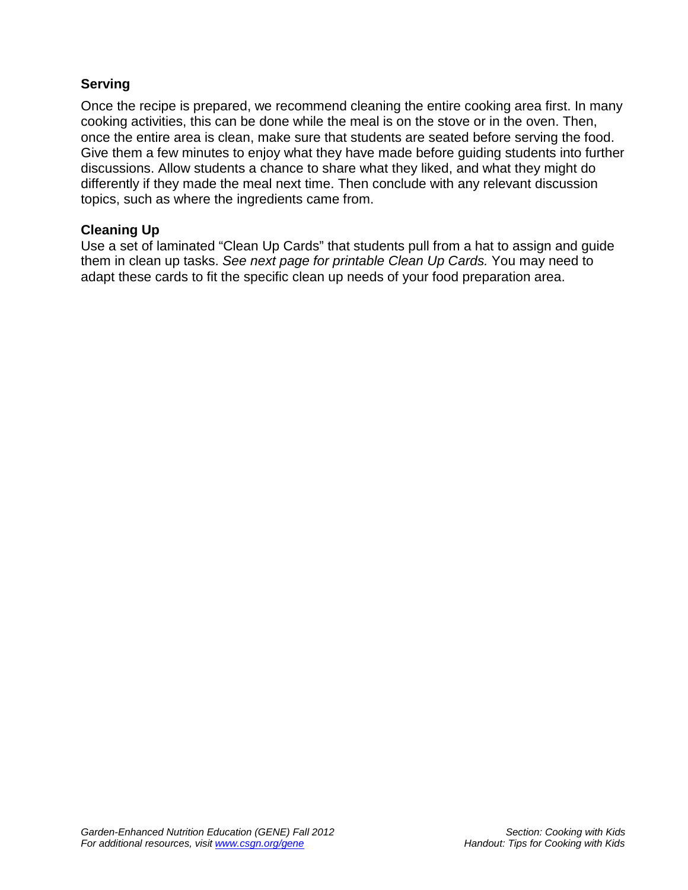### Serving

Once the recipe is prepared, we recommend cleaning the entire cooking area first. In many cooking activities, this can be done while the meal is on the stove or in the oven. Then, once the entire area is clean, make sure that students are seated before serving the food. Give them a few minutes to enjoy what they have made before guiding students into further discussions. Allow students a chance to share what they liked, and what they might do differently if they made the meal next time. Then conclude with any relevant discussion topics, such as where the ingredients came from.

### Cleaning Up

Use a set of laminated "Clean Up Cards" that students pull from a hat to assign and guide them in clean up tasks. *See next page for printable Clean Up Cards.* You may need to adapt these cards to fit the specific clean up needs of your food preparation area.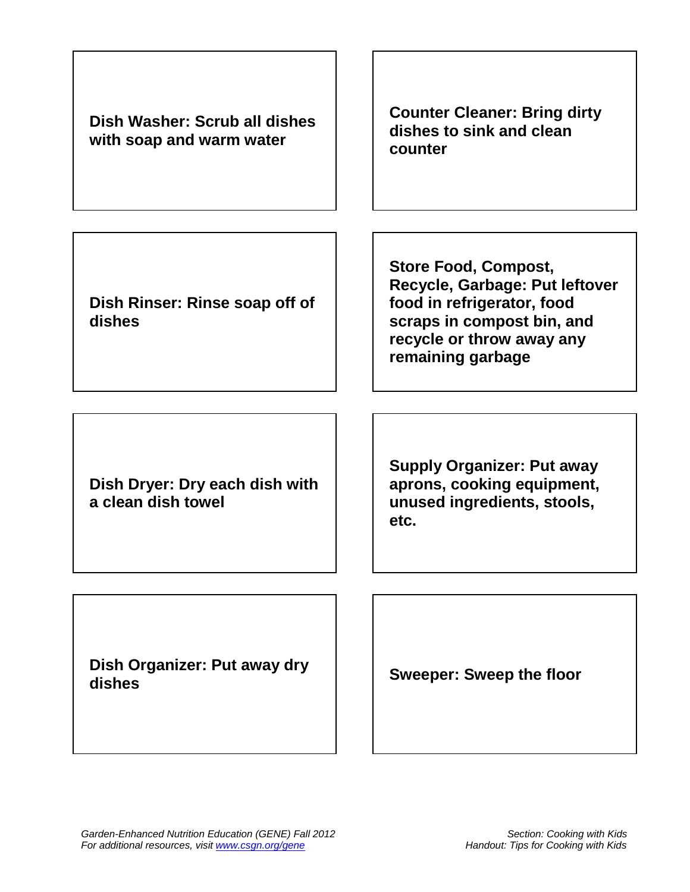**Dish Washer: Scrub all dishes with soap and warm water**

**Counter Cleaner: Bring dirty dishes to sink and clean counter**

**Dish Rinser: Rinse soap off of dishes**

**Store Food, Compost, Recycle, Garbage: Put leftover food in refrigerator, food scraps in compost bin, and recycle or throw away any remaining garbage**

**Dish Dryer: Dry each dish with a clean dish towel**

**Supply Organizer: Put away aprons, cooking equipment, unused ingredients, stools, etc.**

**Dish Organizer: Put away dry dishes**

**Sweeper: Sweep the floor**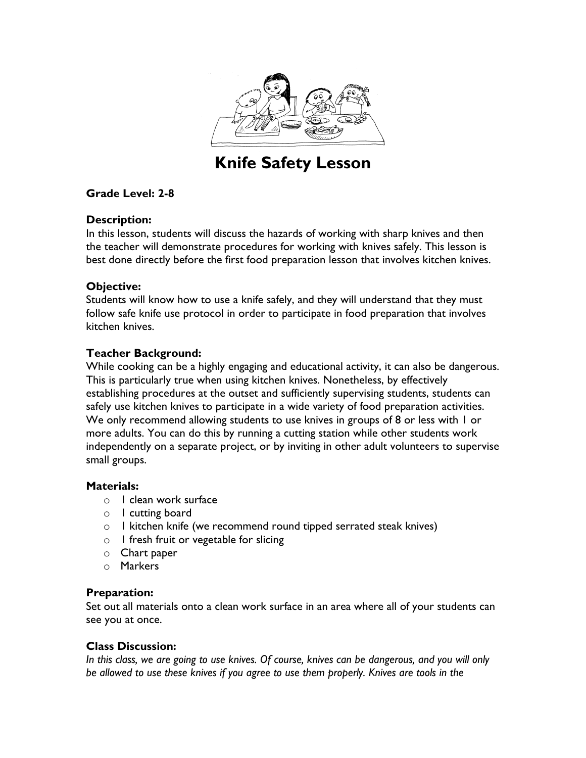# Knife Safety Lesson

**Grade Level: 2-8**

**Description:**
In this lesson, students will discuss the hazards of working with sharp knives and then the teacher will demonstrate procedures for working with knives safely. This lesson is best done directly before the first food preparation lesson that involves kitchen knives.

**Objective:**
Students will know how to use a knife safely, and they will understand that they must follow safe knife use protocol in order to participate in food preparation that involves kitchen knives.

**Teacher Background:**
While cooking can be a highly engaging and educational activity, it can also be dangerous. This is particularly true when using kitchen knives. Nonetheless, by effectively establishing procedures at the outset and sufficiently supervising students, students can safely use kitchen knives to participate in a wide variety of food preparation activities. We only recommend allowing students to use knives in groups of 8 or less with 1 or more adults. You can do this by running a cutting station while other students work independently on a separate project, or by inviting in other adult volunteers to supervise small groups.

**Materials:**

- 1 clean work surface
- 1 cutting board
- 1 kitchen knife (we recommend round tipped serrated steak knives)
- 1 fresh fruit or vegetable for slicing
- Chart paper
- Markers

**Preparation:**
Set out all materials onto a clean work surface in an area where all of your students can see you at once.

**Class Discussion:**
*In this class, we are going to use knives. Of course, knives can be dangerous, and you will only be allowed to use these knives if you agree to use them properly. Knives are tools in the*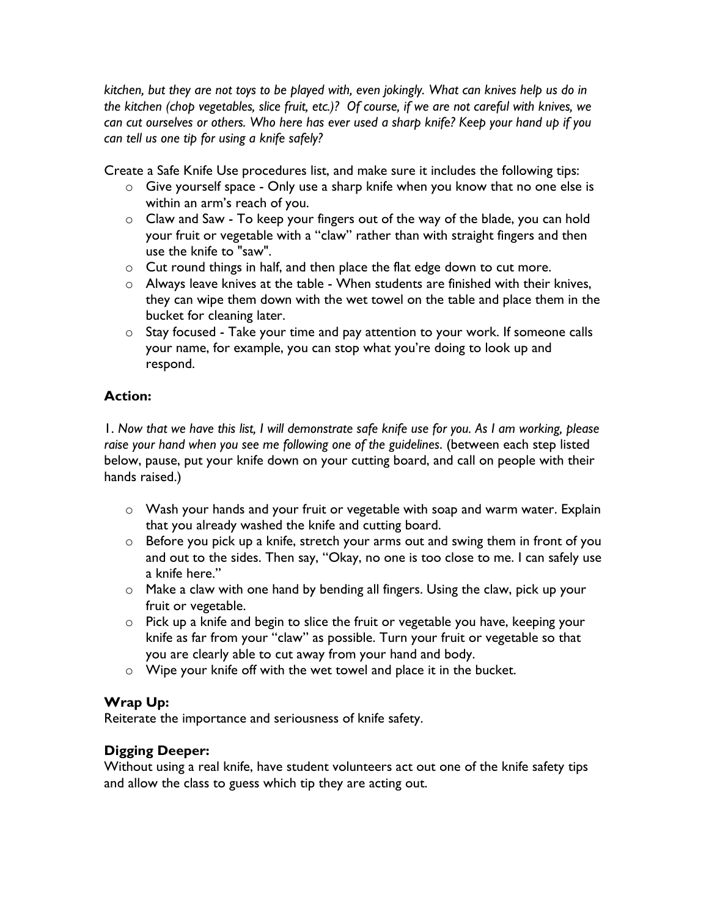*kitchen, but they are not toys to be played with, even jokingly. What can knives help us do in the kitchen (chop vegetables, slice fruit, etc.)? Of course, if we are not careful with knives, we can cut ourselves or others. Who here has ever used a sharp knife? Keep your hand up if you can tell us one tip for using a knife safely?*

Create a Safe Knife Use procedures list, and make sure it includes the following tips:

- Give yourself space - Only use a sharp knife when you know that no one else is within an arm's reach of you.
- Claw and Saw - To keep your fingers out of the way of the blade, you can hold your fruit or vegetable with a "claw" rather than with straight fingers and then use the knife to "saw".
- Cut round things in half, and then place the flat edge down to cut more.
- Always leave knives at the table - When students are finished with their knives, they can wipe them down with the wet towel on the table and place them in the bucket for cleaning later.
- Stay focused - Take your time and pay attention to your work. If someone calls your name, for example, you can stop what you're doing to look up and respond.

### Action:

1. *Now that we have this list, I will demonstrate safe knife use for you. As I am working, please raise your hand when you see me following one of the guidelines.* (between each step listed below, pause, put your knife down on your cutting board, and call on people with their hands raised.)

- Wash your hands and your fruit or vegetable with soap and warm water. Explain that you already washed the knife and cutting board.
- Before you pick up a knife, stretch your arms out and swing them in front of you and out to the sides. Then say, "Okay, no one is too close to me. I can safely use a knife here."
- Make a claw with one hand by bending all fingers. Using the claw, pick up your fruit or vegetable.
- Pick up a knife and begin to slice the fruit or vegetable you have, keeping your knife as far from your "claw" as possible. Turn your fruit or vegetable so that you are clearly able to cut away from your hand and body.
- Wipe your knife off with the wet towel and place it in the bucket.

### Wrap Up:

Reiterate the importance and seriousness of knife safety.

### Digging Deeper:

Without using a real knife, have student volunteers act out one of the knife safety tips and allow the class to guess which tip they are acting out.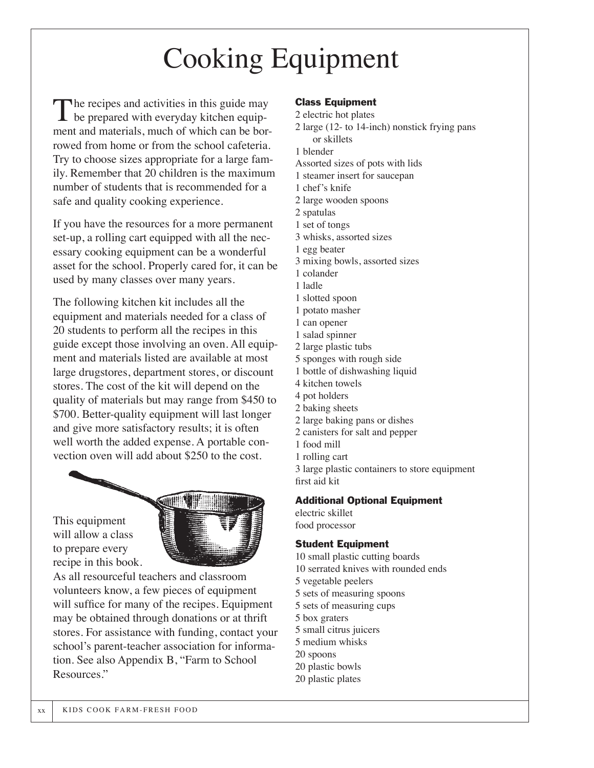# Cooking Equipment

The recipes and activities in this guide may be prepared with everyday kitchen equipment and materials, much of which can be borrowed from home or from the school cafeteria. Try to choose sizes appropriate for a large family. Remember that 20 children is the maximum number of students that is recommended for a safe and quality cooking experience.

If you have the resources for a more permanent set-up, a rolling cart equipped with all the necessary cooking equipment can be a wonderful asset for the school. Properly cared for, it can be used by many classes over many years.

The following kitchen kit includes all the equipment and materials needed for a class of 20 students to perform all the recipes in this guide except those involving an oven. All equipment and materials listed are available at most large drugstores, department stores, or discount stores. The cost of the kit will depend on the quality of materials but may range from $450 to $700. Better-quality equipment will last longer and give more satisfactory results; it is often well worth the added expense. A portable convection oven will add about $250 to the cost.

This equipment will allow a class to prepare every recipe in this book. As all resourceful teachers and classroom volunteers know, a few pieces of equipment will suffice for many of the recipes. Equipment may be obtained through donations or at thrift stores. For assistance with funding, contact your school's parent-teacher association for information. See also Appendix B, "Farm to School Resources."

### Class Equipment

2 electric hot plates
2 large (12- to 14-inch) nonstick frying pans or skillets
1 blender
Assorted sizes of pots with lids
1 steamer insert for saucepan
1 chef's knife
2 large wooden spoons
2 spatulas
1 set of tongs
3 whisks, assorted sizes
1 egg beater
3 mixing bowls, assorted sizes
1 colander
1 ladle
1 slotted spoon
1 potato masher
1 can opener
1 salad spinner
2 large plastic tubs
5 sponges with rough side
1 bottle of dishwashing liquid
4 kitchen towels
4 pot holders
2 baking sheets
2 large baking pans or dishes
2 canisters for salt and pepper
1 food mill
1 rolling cart
3 large plastic containers to store equipment
first aid kit

### Additional Optional Equipment

electric skillet
food processor

### Student Equipment

10 small plastic cutting boards
10 serrated knives with rounded ends
5 vegetable peelers
5 sets of measuring spoons
5 sets of measuring cups
5 box graters
5 small citrus juicers
5 medium whisks
20 spoons
20 plastic bowls
20 plastic plates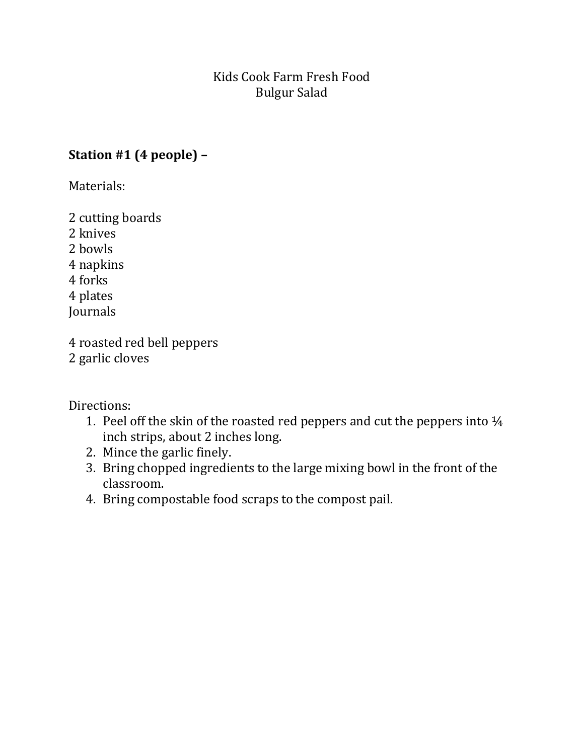Kids Cook Farm Fresh Food
Bulgur Salad

**Station #1 (4 people) –**

Materials:

2 cutting boards
2 knives
2 bowls
4 napkins
4 forks
4 plates
Journals

4 roasted red bell peppers
2 garlic cloves

Directions:

1. Peel off the skin of the roasted red peppers and cut the peppers into ¼ inch strips, about 2 inches long.
2. Mince the garlic finely.
3. Bring chopped ingredients to the large mixing bowl in the front of the classroom.
4. Bring compostable food scraps to the compost pail.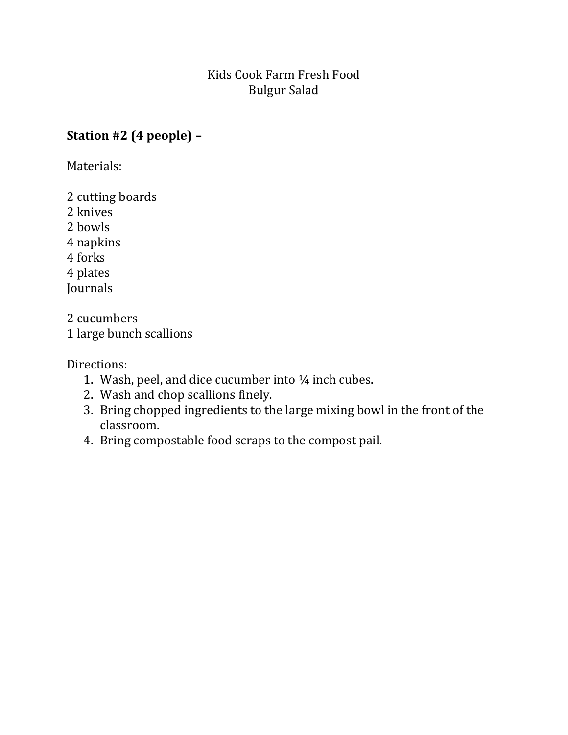Kids Cook Farm Fresh Food
Bulgur Salad

**Station #2 (4 people) –**

Materials:

2 cutting boards
2 knives
2 bowls
4 napkins
4 forks
4 plates
Journals

2 cucumbers
1 large bunch scallions

Directions:

1. Wash, peel, and dice cucumber into ¼ inch cubes.
2. Wash and chop scallions finely.
3. Bring chopped ingredients to the large mixing bowl in the front of the classroom.
4. Bring compostable food scraps to the compost pail.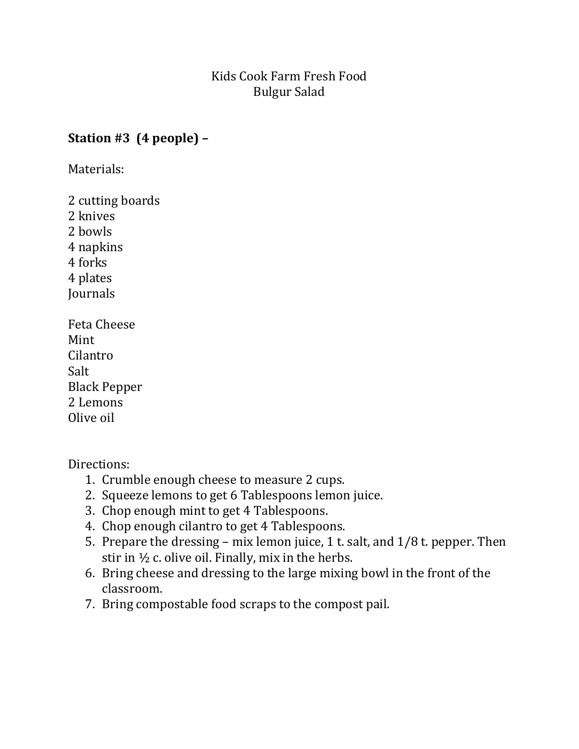# Kids Cook Farm Fresh Food
## Bulgur Salad

**Station #3 (4 people) –**

Materials:

2 cutting boards
2 knives
2 bowls
4 napkins
4 forks
4 plates
Journals

Feta Cheese
Mint
Cilantro
Salt
Black Pepper
2 Lemons
Olive oil

Directions:

1. Crumble enough cheese to measure 2 cups.
2. Squeeze lemons to get 6 Tablespoons lemon juice.
3. Chop enough mint to get 4 Tablespoons.
4. Chop enough cilantro to get 4 Tablespoons.
5. Prepare the dressing – mix lemon juice, 1 t. salt, and 1/8 t. pepper. Then stir in ½ c. olive oil. Finally, mix in the herbs.
6. Bring cheese and dressing to the large mixing bowl in the front of the classroom.
7. Bring compostable food scraps to the compost pail.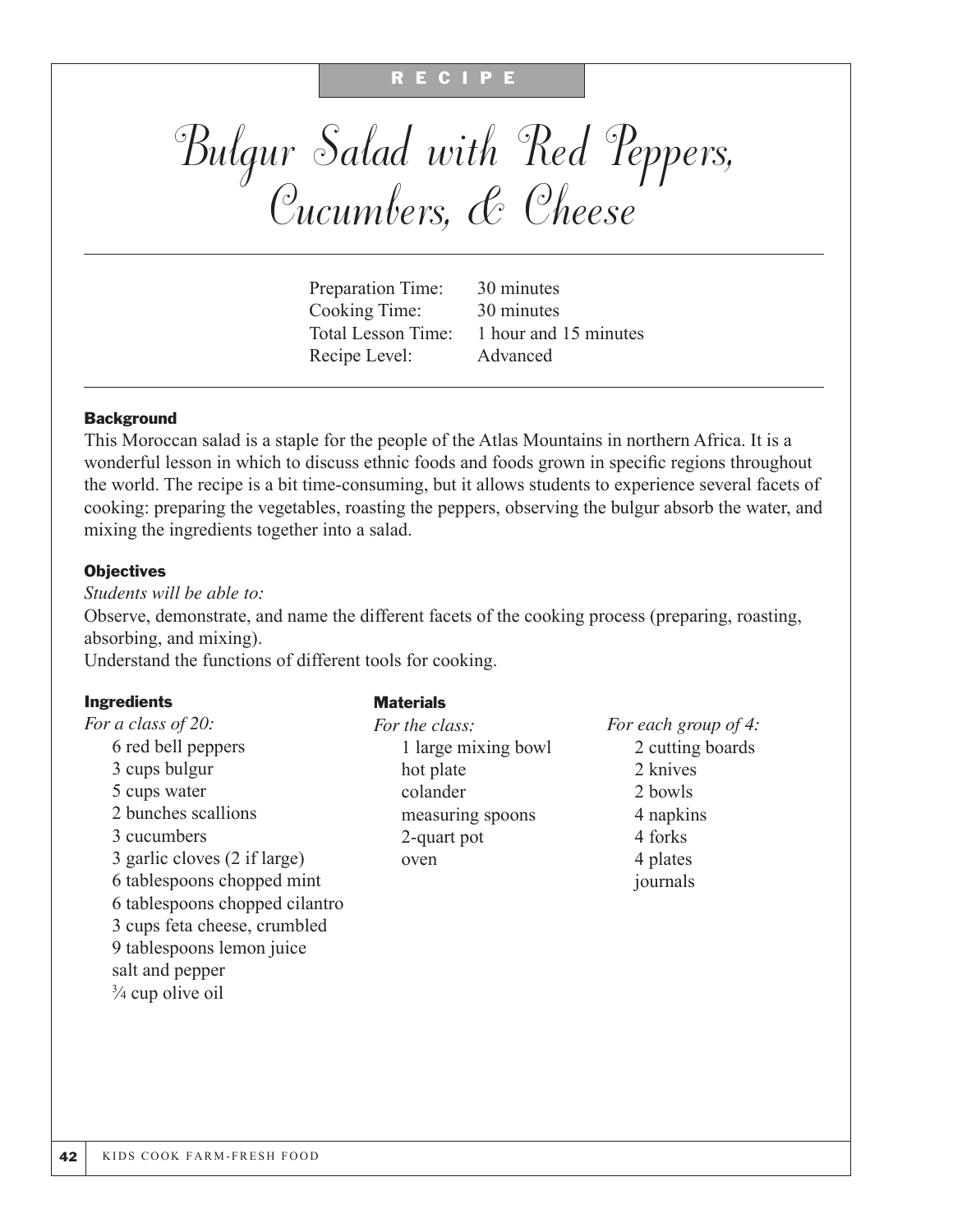RECIPE

# Bulgur Salad with Red Peppers, Cucumbers, & Cheese

| | |
|---|---|
| Preparation Time: | 30 minutes |
| Cooking Time: | 30 minutes |
| Total Lesson Time: | 1 hour and 15 minutes |
| Recipe Level: | Advanced |

### Background

This Moroccan salad is a staple for the people of the Atlas Mountains in northern Africa. It is a wonderful lesson in which to discuss ethnic foods and foods grown in specific regions throughout the world. The recipe is a bit time-consuming, but it allows students to experience several facets of cooking: preparing the vegetables, roasting the peppers, observing the bulgur absorb the water, and mixing the ingredients together into a salad.

### Objectives

*Students will be able to:*

Observe, demonstrate, and name the different facets of the cooking process (preparing, roasting, absorbing, and mixing).

Understand the functions of different tools for cooking.

### Ingredients

*For a class of 20:*

- 6 red bell peppers
- 3 cups bulgur
- 5 cups water
- 2 bunches scallions
- 3 cucumbers
- 3 garlic cloves (2 if large)
- 6 tablespoons chopped mint
- 6 tablespoons chopped cilantro
- 3 cups feta cheese, crumbled
- 9 tablespoons lemon juice
- salt and pepper
- ¾ cup olive oil

### Materials

*For the class:*

- 1 large mixing bowl
- hot plate
- colander
- measuring spoons
- 2-quart pot
- oven

*For each group of 4:*

- 2 cutting boards
- 2 knives
- 2 bowls
- 4 napkins
- 4 forks
- 4 plates
- journals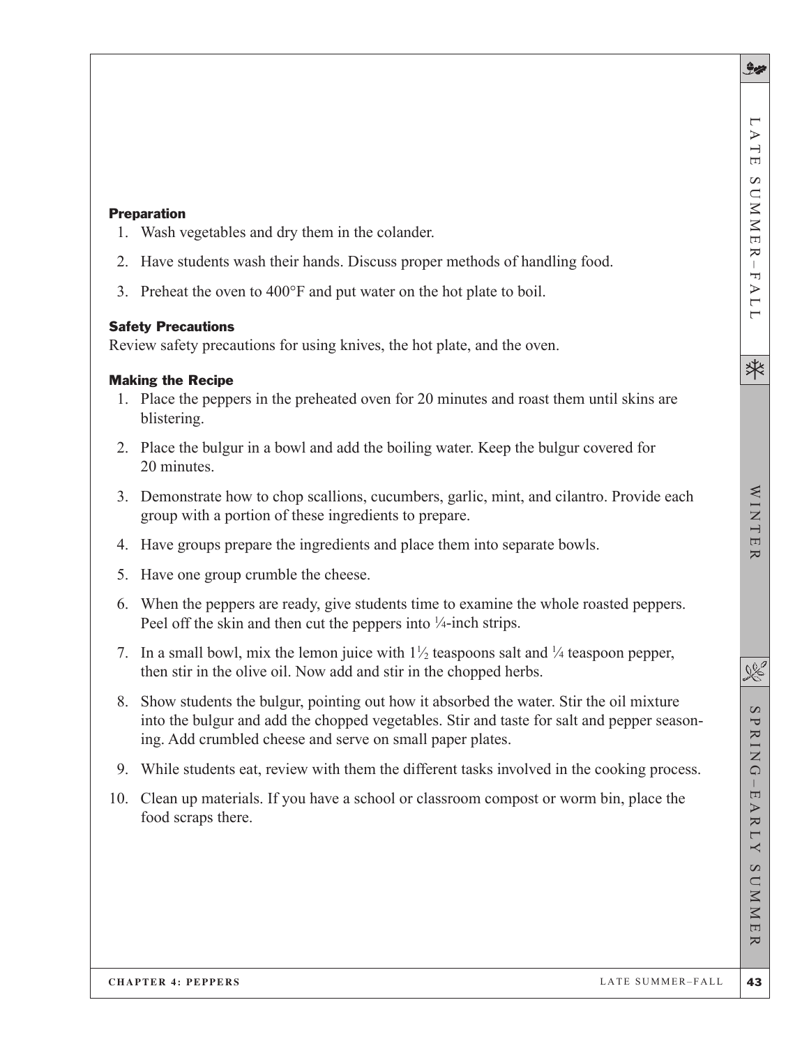**Preparation**

1. Wash vegetables and dry them in the colander.
2. Have students wash their hands. Discuss proper methods of handling food.
3. Preheat the oven to 400°F and put water on the hot plate to boil.

**Safety Precautions**

Review safety precautions for using knives, the hot plate, and the oven.

**Making the Recipe**

1. Place the peppers in the preheated oven for 20 minutes and roast them until skins are blistering.
2. Place the bulgur in a bowl and add the boiling water. Keep the bulgur covered for 20 minutes.
3. Demonstrate how to chop scallions, cucumbers, garlic, mint, and cilantro. Provide each group with a portion of these ingredients to prepare.
4. Have groups prepare the ingredients and place them into separate bowls.
5. Have one group crumble the cheese.
6. When the peppers are ready, give students time to examine the whole roasted peppers. Peel off the skin and then cut the peppers into ¼-inch strips.
7. In a small bowl, mix the lemon juice with 1½ teaspoons salt and ¼ teaspoon pepper, then stir in the olive oil. Now add and stir in the chopped herbs.
8. Show students the bulgur, pointing out how it absorbed the water. Stir the oil mixture into the bulgur and add the chopped vegetables. Stir and taste for salt and pepper seasoning. Add crumbled cheese and serve on small paper plates.
9. While students eat, review with them the different tasks involved in the cooking process.
10. Clean up materials. If you have a school or classroom compost or worm bin, place the food scraps there.